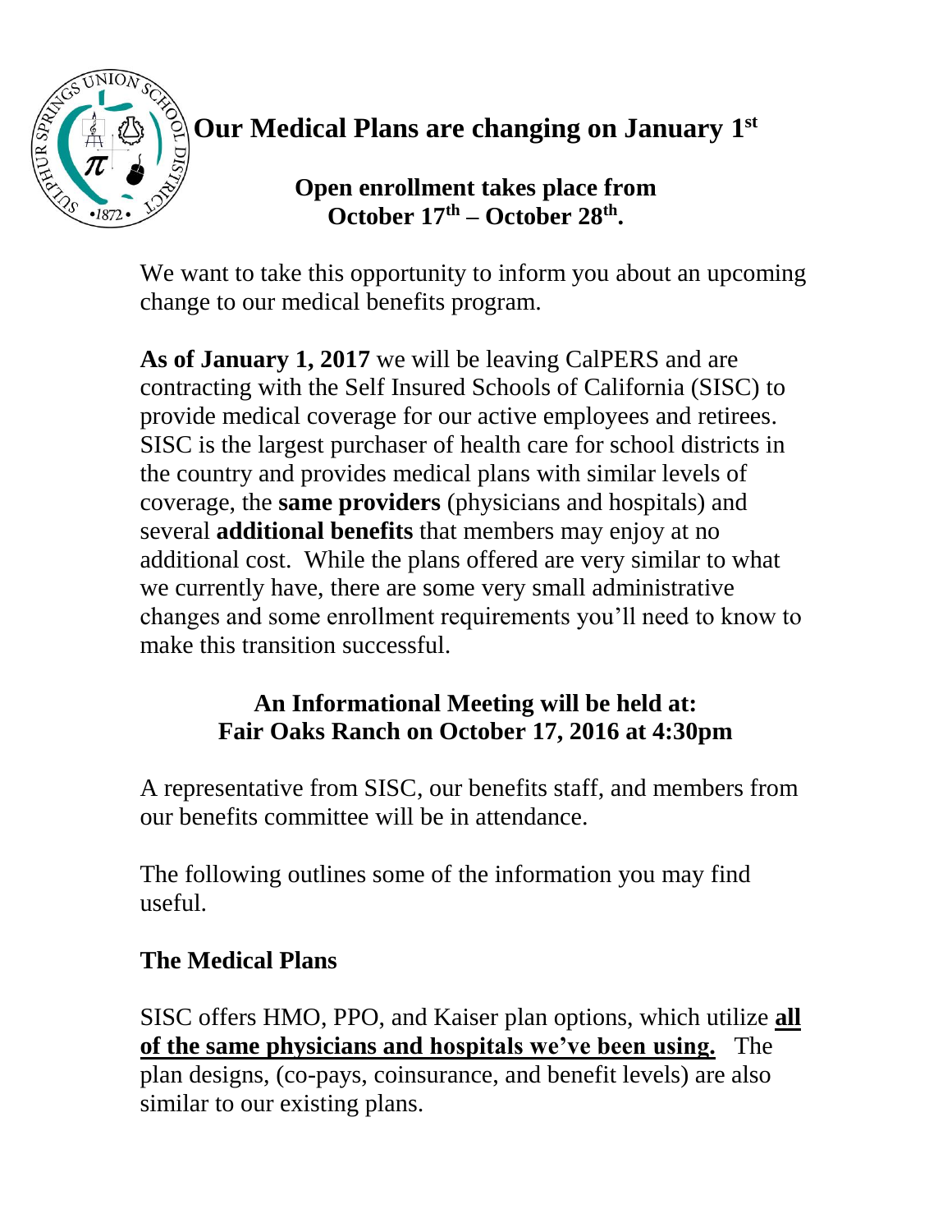# Our Medical Plans are changing on January 1st

**Open enrollment takes place from October 17th – October 28th.**

We want to take this opportunity to inform you about an upcoming change to our medical benefits program.

**As of January 1, 2017** we will be leaving CalPERS and are contracting with the Self Insured Schools of California (SISC) to provide medical coverage for our active employees and retirees. SISC is the largest purchaser of health care for school districts in the country and provides medical plans with similar levels of coverage, the **same providers** (physicians and hospitals) and several **additional benefits** that members may enjoy at no additional cost. While the plans offered are very similar to what we currently have, there are some very small administrative changes and some enrollment requirements you'll need to know to make this transition successful.

**An Informational Meeting will be held at: Fair Oaks Ranch on October 17, 2016 at 4:30pm**

A representative from SISC, our benefits staff, and members from our benefits committee will be in attendance.

The following outlines some of the information you may find useful.

## The Medical Plans

SISC offers HMO, PPO, and Kaiser plan options, which utilize **all of the same physicians and hospitals we've been using.** The plan designs, (co-pays, coinsurance, and benefit levels) are also similar to our existing plans.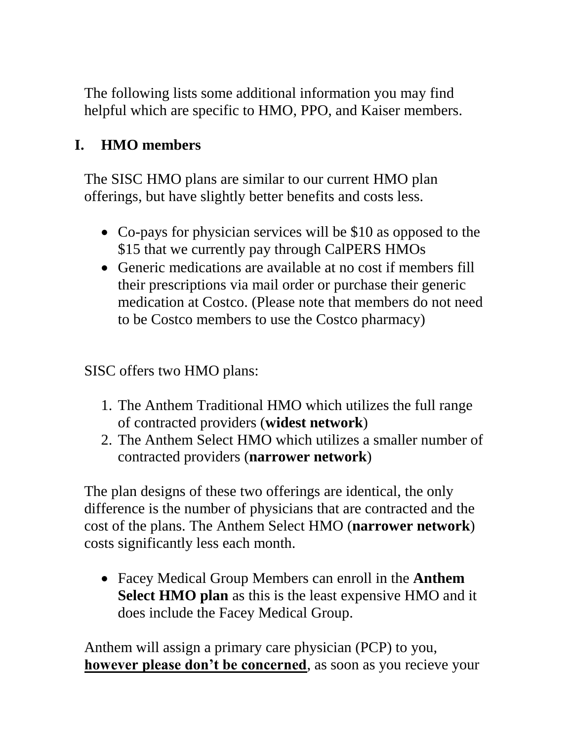The following lists some additional information you may find helpful which are specific to HMO, PPO, and Kaiser members.

## I. HMO members

The SISC HMO plans are similar to our current HMO plan offerings, but have slightly better benefits and costs less.

- Co-pays for physician services will be $10 as opposed to the $15 that we currently pay through CalPERS HMOs
- Generic medications are available at no cost if members fill their prescriptions via mail order or purchase their generic medication at Costco. (Please note that members do not need to be Costco members to use the Costco pharmacy)

SISC offers two HMO plans:

1. The Anthem Traditional HMO which utilizes the full range of contracted providers (**widest network**)
2. The Anthem Select HMO which utilizes a smaller number of contracted providers (**narrower network**)

The plan designs of these two offerings are identical, the only difference is the number of physicians that are contracted and the cost of the plans. The Anthem Select HMO (**narrower network**) costs significantly less each month.

- Facey Medical Group Members can enroll in the **Anthem Select HMO plan** as this is the least expensive HMO and it does include the Facey Medical Group.

Anthem will assign a primary care physician (PCP) to you, **<u>however please don't be concerned</u>**, as soon as you recieve your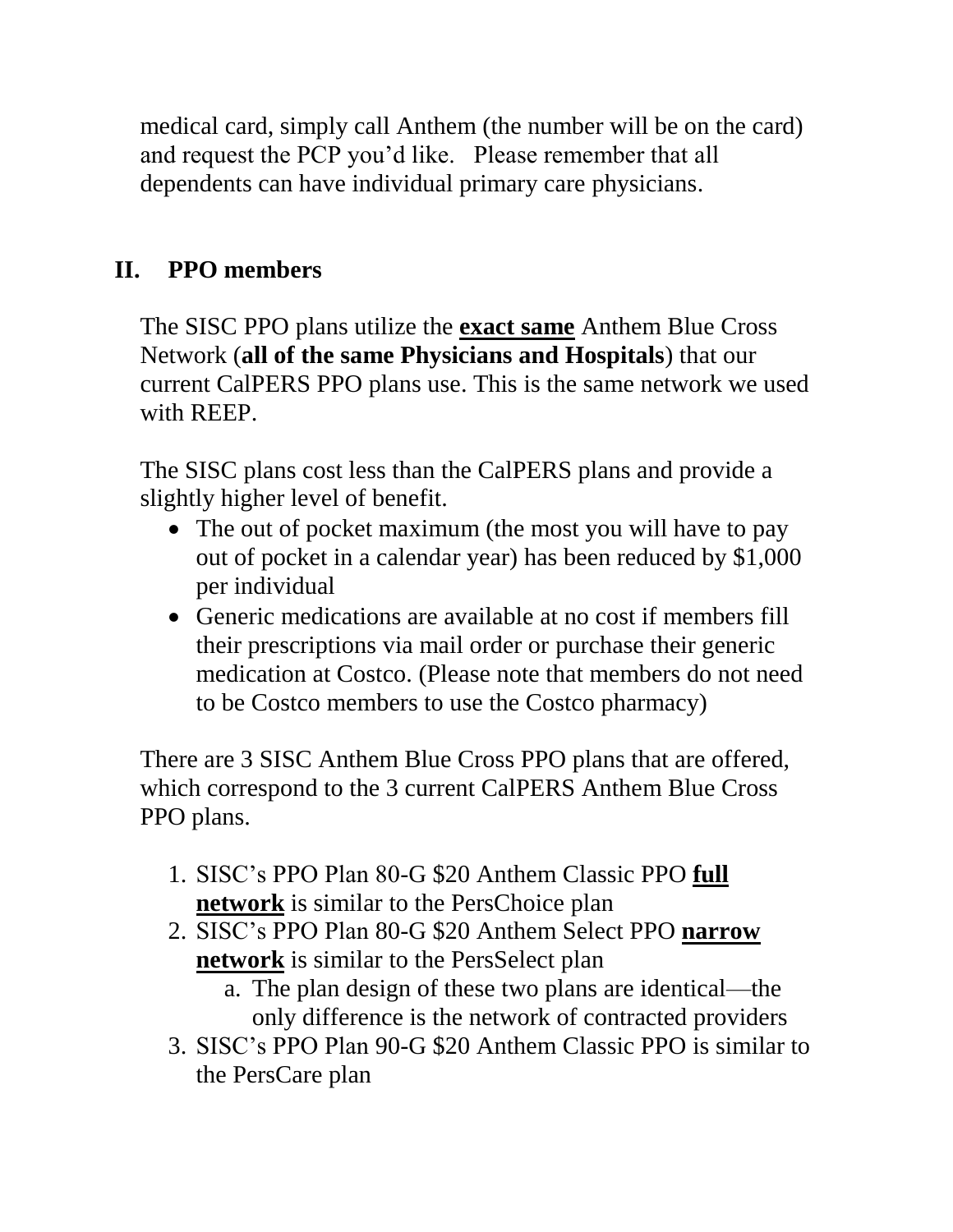medical card, simply call Anthem (the number will be on the card) and request the PCP you'd like.   Please remember that all dependents can have individual primary care physicians.

## II. PPO members

The SISC PPO plans utilize the **exact same** Anthem Blue Cross Network (**all of the same Physicians and Hospitals**) that our current CalPERS PPO plans use. This is the same network we used with REEP.

The SISC plans cost less than the CalPERS plans and provide a slightly higher level of benefit.

- The out of pocket maximum (the most you will have to pay out of pocket in a calendar year) has been reduced by $1,000 per individual
- Generic medications are available at no cost if members fill their prescriptions via mail order or purchase their generic medication at Costco. (Please note that members do not need to be Costco members to use the Costco pharmacy)

There are 3 SISC Anthem Blue Cross PPO plans that are offered, which correspond to the 3 current CalPERS Anthem Blue Cross PPO plans.

1. SISC's PPO Plan 80-G $20 Anthem Classic PPO **full network** is similar to the PersChoice plan
2. SISC's PPO Plan 80-G $20 Anthem Select PPO **narrow network** is similar to the PersSelect plan
    a. The plan design of these two plans are identical—the only difference is the network of contracted providers
3. SISC's PPO Plan 90-G $20 Anthem Classic PPO is similar to the PersCare plan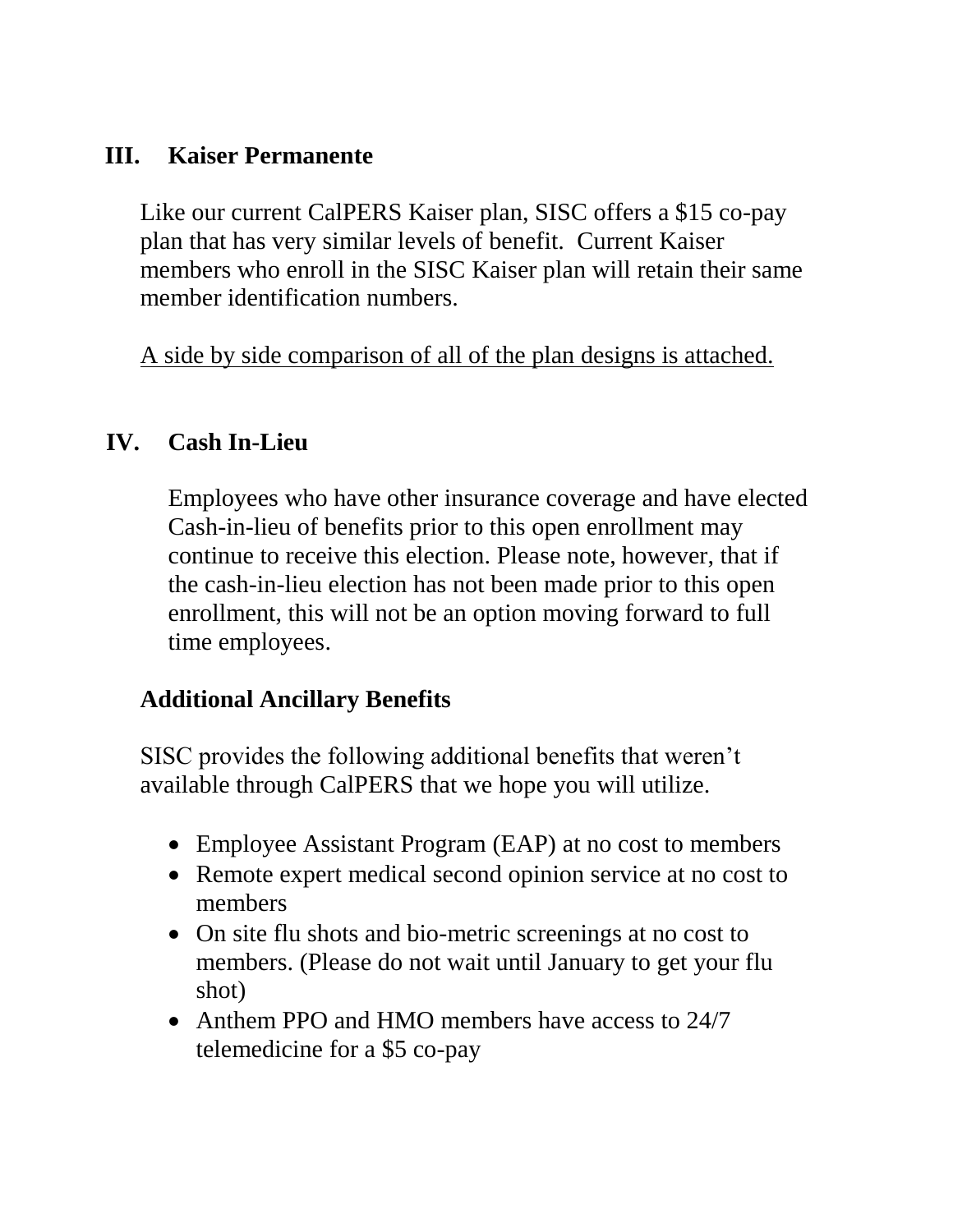## III. Kaiser Permanente

Like our current CalPERS Kaiser plan, SISC offers a $15 co-pay plan that has very similar levels of benefit. Current Kaiser members who enroll in the SISC Kaiser plan will retain their same member identification numbers.

<u>A side by side comparison of all of the plan designs is attached.</u>

## IV. Cash In-Lieu

Employees who have other insurance coverage and have elected Cash-in-lieu of benefits prior to this open enrollment may continue to receive this election. Please note, however, that if the cash-in-lieu election has not been made prior to this open enrollment, this will not be an option moving forward to full time employees.

### Additional Ancillary Benefits

SISC provides the following additional benefits that weren't available through CalPERS that we hope you will utilize.

- Employee Assistant Program (EAP) at no cost to members
- Remote expert medical second opinion service at no cost to members
- On site flu shots and bio-metric screenings at no cost to members. (Please do not wait until January to get your flu shot)
- Anthem PPO and HMO members have access to 24/7 telemedicine for a $5 co-pay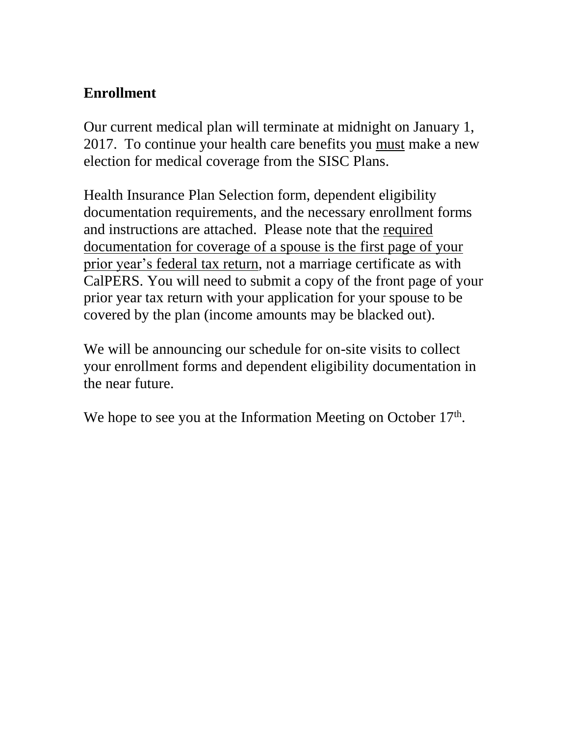## Enrollment

Our current medical plan will terminate at midnight on January 1, 2017. To continue your health care benefits you must make a new election for medical coverage from the SISC Plans.

Health Insurance Plan Selection form, dependent eligibility documentation requirements, and the necessary enrollment forms and instructions are attached. Please note that the required documentation for coverage of a spouse is the first page of your prior year's federal tax return, not a marriage certificate as with CalPERS. You will need to submit a copy of the front page of your prior year tax return with your application for your spouse to be covered by the plan (income amounts may be blacked out).

We will be announcing our schedule for on-site visits to collect your enrollment forms and dependent eligibility documentation in the near future.

We hope to see you at the Information Meeting on October 17th.